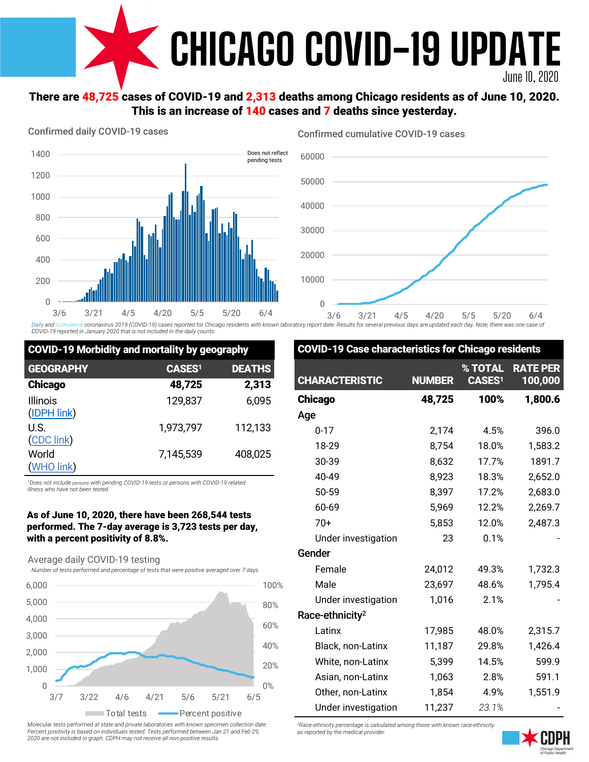# CHICAGO COVID-19 UPDATE

June 10, 2020

**There are 48,725 cases of COVID-19 and 2,313 deaths among Chicago residents as of June 10, 2020. This is an increase of 140 cases and 7 deaths since yesterday.**

Confirmed daily COVID-19 cases

Does not reflect pending tests

Confirmed cumulative COVID-19 cases

*Daily and cumulative coronavirus 2019 (COVID-19) cases reported for Chicago residents with known laboratory report date. Results for several previous days are updated each day. Note, there was one case of COVID-19 reported in January 2020 that is not included in the daily counts.*

## COVID-19 Morbidity and mortality by geography

| GEOGRAPHY | CASES[1] | DEATHS |
|---|---|---|
| **Chicago** | **48,725** | **2,313** |
| Illinois (IDPH link) | 129,837 | 6,095 |
| U.S. (CDC link) | 1,973,797 | 112,133 |
| World (WHO link) | 7,145,539 | 408,025 |

[1]Does not include persons with pending COVID-19 tests or persons with COVID-19 related illness who have not been tested.

**As of June 10, 2020, there have been 268,544 tests performed. The 7-day average is 3,723 tests per day, with a percent positivity of 8.8%.**

Average daily COVID-19 testing

*Number of tests performed and percentage of tests that were positive averaged over 7 days.*

Total tests — Percent positive

*Molecular tests performed at state and private laboratories with known specimen collection date. Percent positivity is based on individuals tested. Tests performed between Jan 21 and Feb 29, 2020 are not included in graph. CDPH may not receive all non-positive results.*

## COVID-19 Case characteristics for Chicago residents

| CHARACTERISTIC | NUMBER | % TOTAL CASES[1] | RATE PER 100,000 |
|---|---|---|---|
| **Chicago** | **48,725** | **100%** | **1,800.6** |
| **Age** | | | |
| 0-17 | 2,174 | 4.5% | 396.0 |
| 18-29 | 8,754 | 18.0% | 1,583.2 |
| 30-39 | 8,632 | 17.7% | 1891.7 |
| 40-49 | 8,923 | 18.3% | 2,652.0 |
| 50-59 | 8,397 | 17.2% | 2,683.0 |
| 60-69 | 5,969 | 12.2% | 2,269.7 |
| 70+ | 5,853 | 12.0% | 2,487.3 |
| Under investigation | 23 | 0.1% | - |
| **Gender** | | | |
| Female | 24,012 | 49.3% | 1,732.3 |
| Male | 23,697 | 48.6% | 1,795.4 |
| Under investigation | 1,016 | 2.1% | - |
| **Race-ethnicity[2]** | | | |
| Latinx | 17,985 | 48.0% | 2,315.7 |
| Black, non-Latinx | 11,187 | 29.8% | 1,426.4 |
| White, non-Latinx | 5,399 | 14.5% | 599.9 |
| Asian, non-Latinx | 1,063 | 2.8% | 591.1 |
| Other, non-Latinx | 1,854 | 4.9% | 1,551.9 |
| Under investigation | 11,237 | *23.1%* | - |

[2]Race-ethnicity percentage is calculated among those with known race-ethnicity as reported by the medical provider.

CDPH Chicago Department of Public Health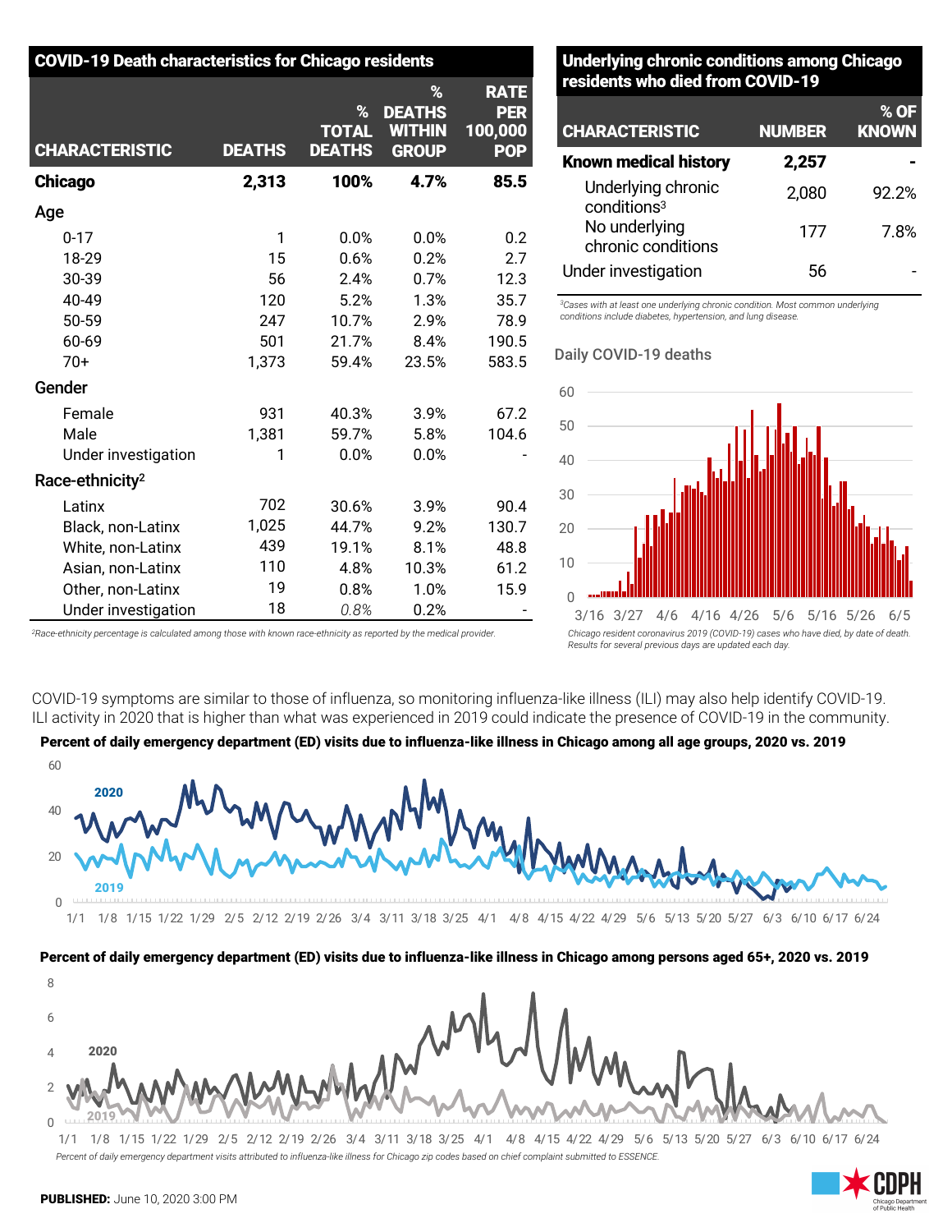## COVID-19 Death characteristics for Chicago residents

| CHARACTERISTIC | DEATHS | % TOTAL DEATHS | % DEATHS WITHIN GROUP | RATE PER 100,000 POP |
|---|---|---|---|---|
| **Chicago** | **2,313** | **100%** | **4.7%** | **85.5** |
| Age | | | | |
| 0-17 | 1 | 0.0% | 0.0% | 0.2 |
| 18-29 | 15 | 0.6% | 0.2% | 2.7 |
| 30-39 | 56 | 2.4% | 0.7% | 12.3 |
| 40-49 | 120 | 5.2% | 1.3% | 35.7 |
| 50-59 | 247 | 10.7% | 2.9% | 78.9 |
| 60-69 | 501 | 21.7% | 8.4% | 190.5 |
| 70+ | 1,373 | 59.4% | 23.5% | 583.5 |
| Gender | | | | |
| Female | 931 | 40.3% | 3.9% | 67.2 |
| Male | 1,381 | 59.7% | 5.8% | 104.6 |
| Under investigation | 1 | 0.0% | 0.0% | - |
| Race-ethnicity[2] | | | | |
| Latinx | 702 | 30.6% | 3.9% | 90.4 |
| Black, non-Latinx | 1,025 | 44.7% | 9.2% | 130.7 |
| White, non-Latinx | 439 | 19.1% | 8.1% | 48.8 |
| Asian, non-Latinx | 110 | 4.8% | 10.3% | 61.2 |
| Other, non-Latinx | 19 | 0.8% | 1.0% | 15.9 |
| Under investigation | 18 | *0.8%* | 0.2% | - |

*[2]Race-ethnicity percentage is calculated among those with known race-ethnicity as reported by the medical provider.*

## Underlying chronic conditions among Chicago residents who died from COVID-19

| CHARACTERISTIC | NUMBER | % OF KNOWN |
|---|---|---|
| **Known medical history** | **2,257** | **-** |
| Underlying chronic conditions[3] | 2,080 | 92.2% |
| No underlying chronic conditions | 177 | 7.8% |
| Under investigation | 56 | - |

*[3]Cases with at least one underlying chronic condition. Most common underlying conditions include diabetes, hypertension, and lung disease.*

### Daily COVID-19 deaths

60
50
40
30
20
10
0
3/16 3/27 4/6 4/16 4/26 5/6 5/16 5/26 6/5

*Chicago resident coronavirus 2019 (COVID-19) cases who have died, by date of death. Results for several previous days are updated each day.*

COVID-19 symptoms are similar to those of influenza, so monitoring influenza-like illness (ILI) may also help identify COVID-19. ILI activity in 2020 that is higher than what was experienced in 2019 could indicate the presence of COVID-19 in the community.

**Percent of daily emergency department (ED) visits due to influenza-like illness in Chicago among all age groups, 2020 vs. 2019**

60
40
20
0
2020
2019
1/1 1/8 1/15 1/22 1/29 2/5 2/12 2/19 2/26 3/4 3/11 3/18 3/25 4/1 4/8 4/15 4/22 4/29 5/6 5/13 5/20 5/27 6/3 6/10 6/17 6/24

**Percent of daily emergency department (ED) visits due to influenza-like illness in Chicago among persons aged 65+, 2020 vs. 2019**

8
6
4
2
0
2020
2019
1/1 1/8 1/15 1/22 1/29 2/5 2/12 2/19 2/26 3/4 3/11 3/18 3/25 4/1 4/8 4/15 4/22 4/29 5/6 5/13 5/20 5/27 6/3 6/10 6/17 6/24

*Percent of daily emergency department visits attributed to influenza-like illness for Chicago zip codes based on chief complaint submitted to ESSENCE.*

**PUBLISHED:** June 10, 2020 3:00 PM

CDPH Chicago Department of Public Health